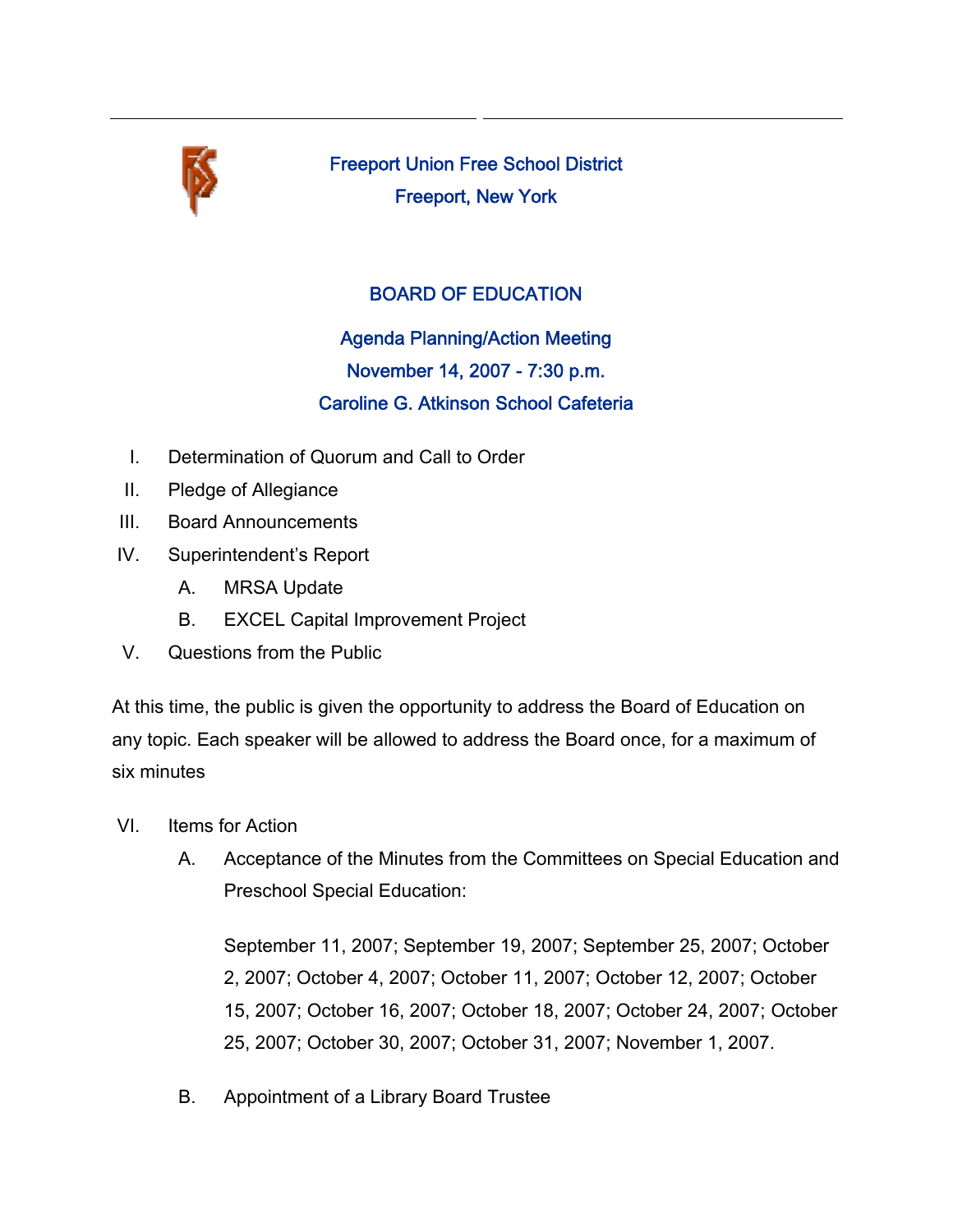# Freeport Union Free School District

## Freeport, New York

## BOARD OF EDUCATION

### Agenda Planning/Action Meeting
### November 14, 2007 - 7:30 p.m.
### Caroline G. Atkinson School Cafeteria

I. Determination of Quorum and Call to Order

II. Pledge of Allegiance

III. Board Announcements

IV. Superintendent's Report

   A. MRSA Update

   B. EXCEL Capital Improvement Project

V. Questions from the Public

At this time, the public is given the opportunity to address the Board of Education on any topic. Each speaker will be allowed to address the Board once, for a maximum of six minutes

VI. Items for Action

   A. Acceptance of the Minutes from the Committees on Special Education and Preschool Special Education:

      September 11, 2007; September 19, 2007; September 25, 2007; October 2, 2007; October 4, 2007; October 11, 2007; October 12, 2007; October 15, 2007; October 16, 2007; October 18, 2007; October 24, 2007; October 25, 2007; October 30, 2007; October 31, 2007; November 1, 2007.

   B. Appointment of a Library Board Trustee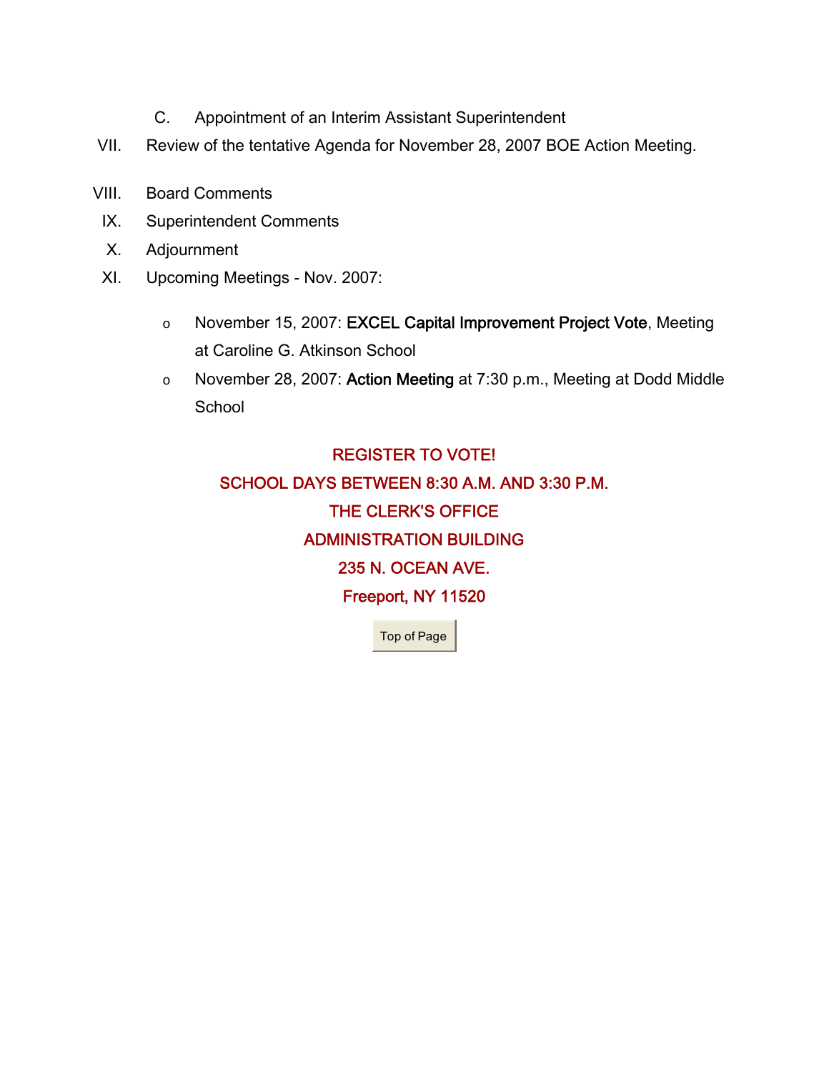C. Appointment of an Interim Assistant Superintendent

VII. Review of the tentative Agenda for November 28, 2007 BOE Action Meeting.

VIII. Board Comments

IX. Superintendent Comments

X. Adjournment

XI. Upcoming Meetings - Nov. 2007:

- November 15, 2007: **EXCEL Capital Improvement Project Vote**, Meeting at Caroline G. Atkinson School
- November 28, 2007: **Action Meeting** at 7:30 p.m., Meeting at Dodd Middle School

REGISTER TO VOTE!

SCHOOL DAYS BETWEEN 8:30 A.M. AND 3:30 P.M.

THE CLERK'S OFFICE

ADMINISTRATION BUILDING

235 N. OCEAN AVE.

Freeport, NY 11520

Top of Page